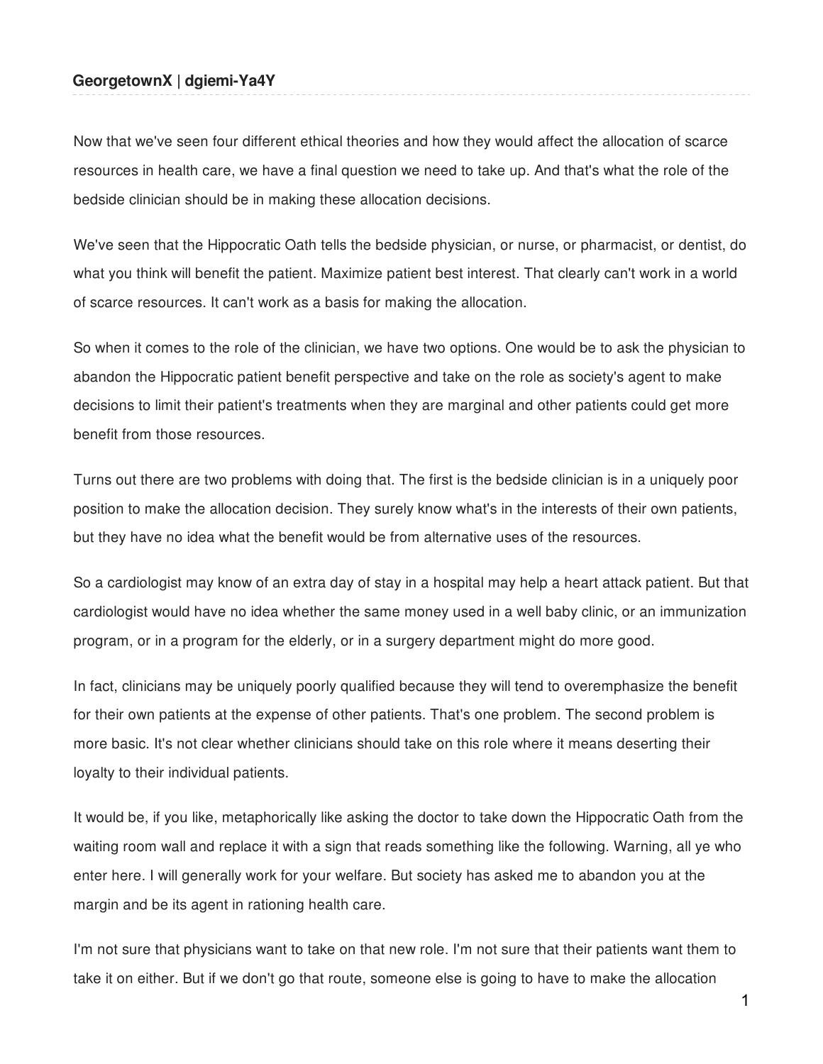**GeorgetownX | dgiemi-Ya4Y**

Now that we've seen four different ethical theories and how they would affect the allocation of scarce resources in health care, we have a final question we need to take up. And that's what the role of the bedside clinician should be in making these allocation decisions.

We've seen that the Hippocratic Oath tells the bedside physician, or nurse, or pharmacist, or dentist, do what you think will benefit the patient. Maximize patient best interest. That clearly can't work in a world of scarce resources. It can't work as a basis for making the allocation.

So when it comes to the role of the clinician, we have two options. One would be to ask the physician to abandon the Hippocratic patient benefit perspective and take on the role as society's agent to make decisions to limit their patient's treatments when they are marginal and other patients could get more benefit from those resources.

Turns out there are two problems with doing that. The first is the bedside clinician is in a uniquely poor position to make the allocation decision. They surely know what's in the interests of their own patients, but they have no idea what the benefit would be from alternative uses of the resources.

So a cardiologist may know of an extra day of stay in a hospital may help a heart attack patient. But that cardiologist would have no idea whether the same money used in a well baby clinic, or an immunization program, or in a program for the elderly, or in a surgery department might do more good.

In fact, clinicians may be uniquely poorly qualified because they will tend to overemphasize the benefit for their own patients at the expense of other patients. That's one problem. The second problem is more basic. It's not clear whether clinicians should take on this role where it means deserting their loyalty to their individual patients.

It would be, if you like, metaphorically like asking the doctor to take down the Hippocratic Oath from the waiting room wall and replace it with a sign that reads something like the following. Warning, all ye who enter here. I will generally work for your welfare. But society has asked me to abandon you at the margin and be its agent in rationing health care.

I'm not sure that physicians want to take on that new role. I'm not sure that their patients want them to take it on either. But if we don't go that route, someone else is going to have to make the allocation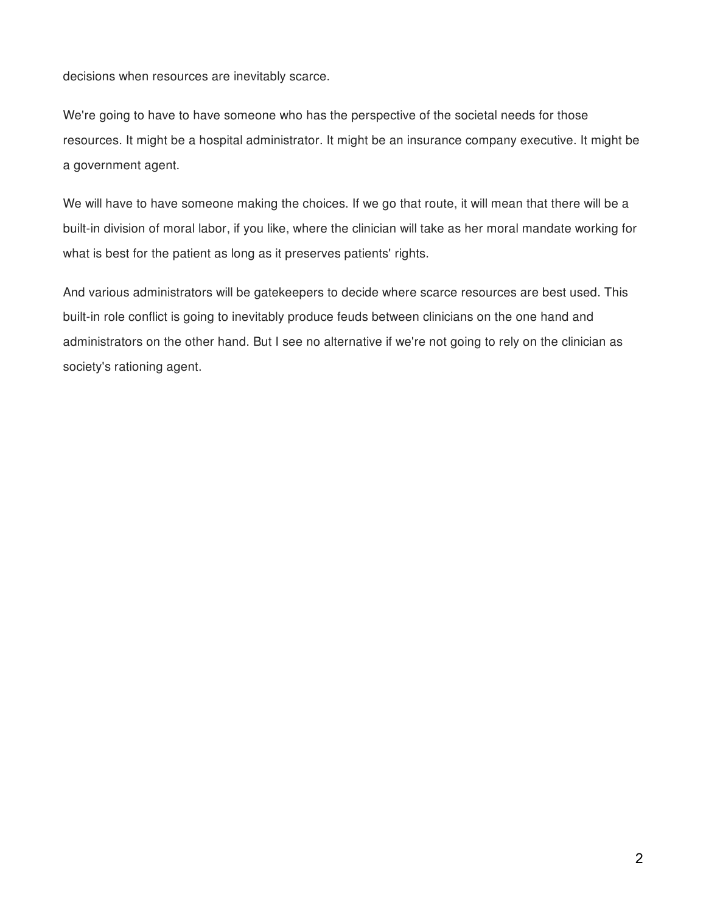decisions when resources are inevitably scarce.

We're going to have to have someone who has the perspective of the societal needs for those resources. It might be a hospital administrator. It might be an insurance company executive. It might be a government agent.

We will have to have someone making the choices. If we go that route, it will mean that there will be a built-in division of moral labor, if you like, where the clinician will take as her moral mandate working for what is best for the patient as long as it preserves patients' rights.

And various administrators will be gatekeepers to decide where scarce resources are best used. This built-in role conflict is going to inevitably produce feuds between clinicians on the one hand and administrators on the other hand. But I see no alternative if we're not going to rely on the clinician as society's rationing agent.